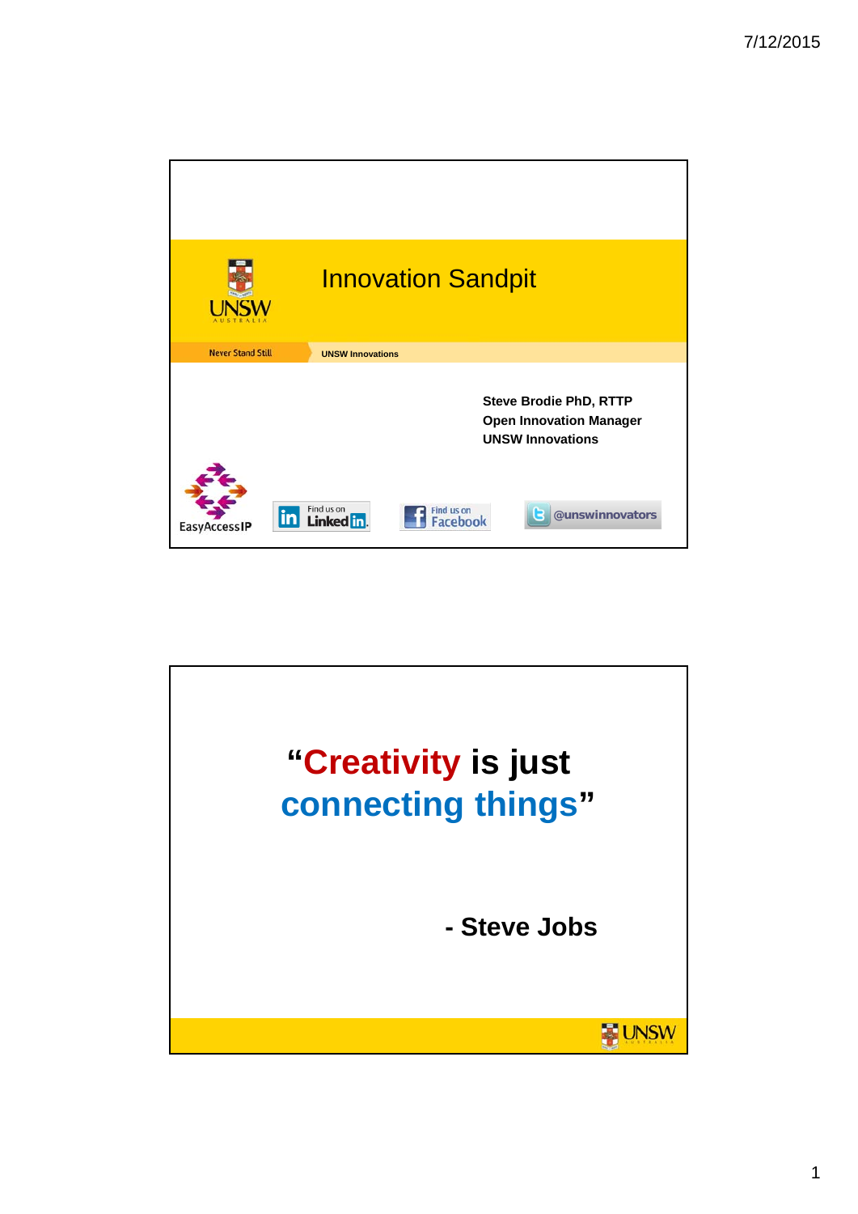# Innovation Sandpit

Never Stand Still

UNSW Innovations

**Steve Brodie PhD, RTTP**
**Open Innovation Manager**
**UNSW Innovations**

EasyAccessIP

Find us on LinkedIn

Find us on Facebook

@unswinnovators

---

## "Creativity is just connecting things"

**- Steve Jobs**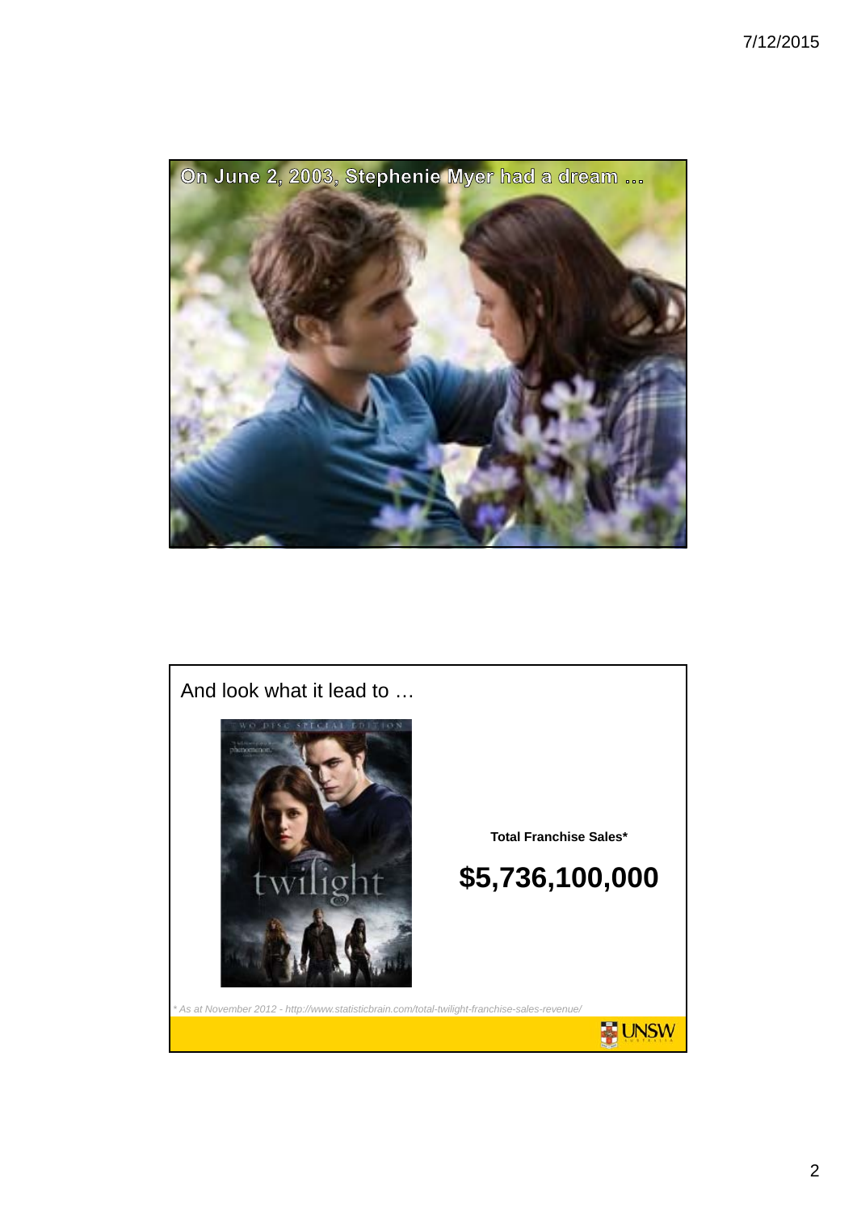On June 2, 2003, Stephenie Myer had a dream …

And look what it lead to …

**Total Franchise Sales***

## $5,736,100,000

*\* As at November 2012 - http://www.statisticbrain.com/total-twilight-franchise-sales-revenue/*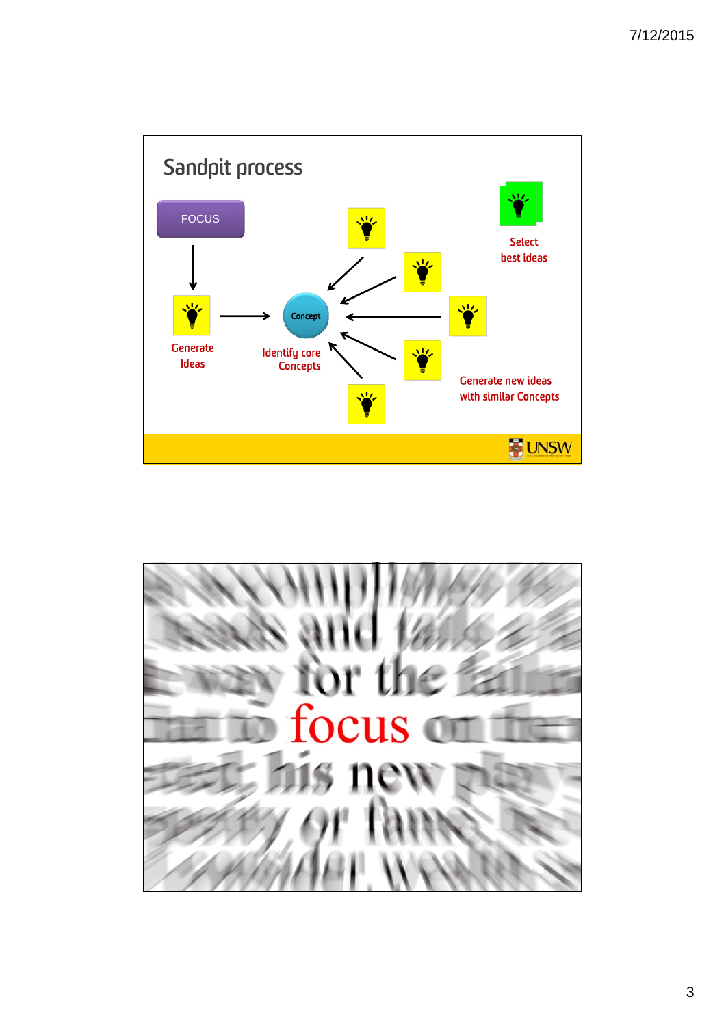## Sandpit process

FOCUS

Generate Ideas

Identify core Concepts

Concept

Generate new ideas with similar Concepts

Select best ideas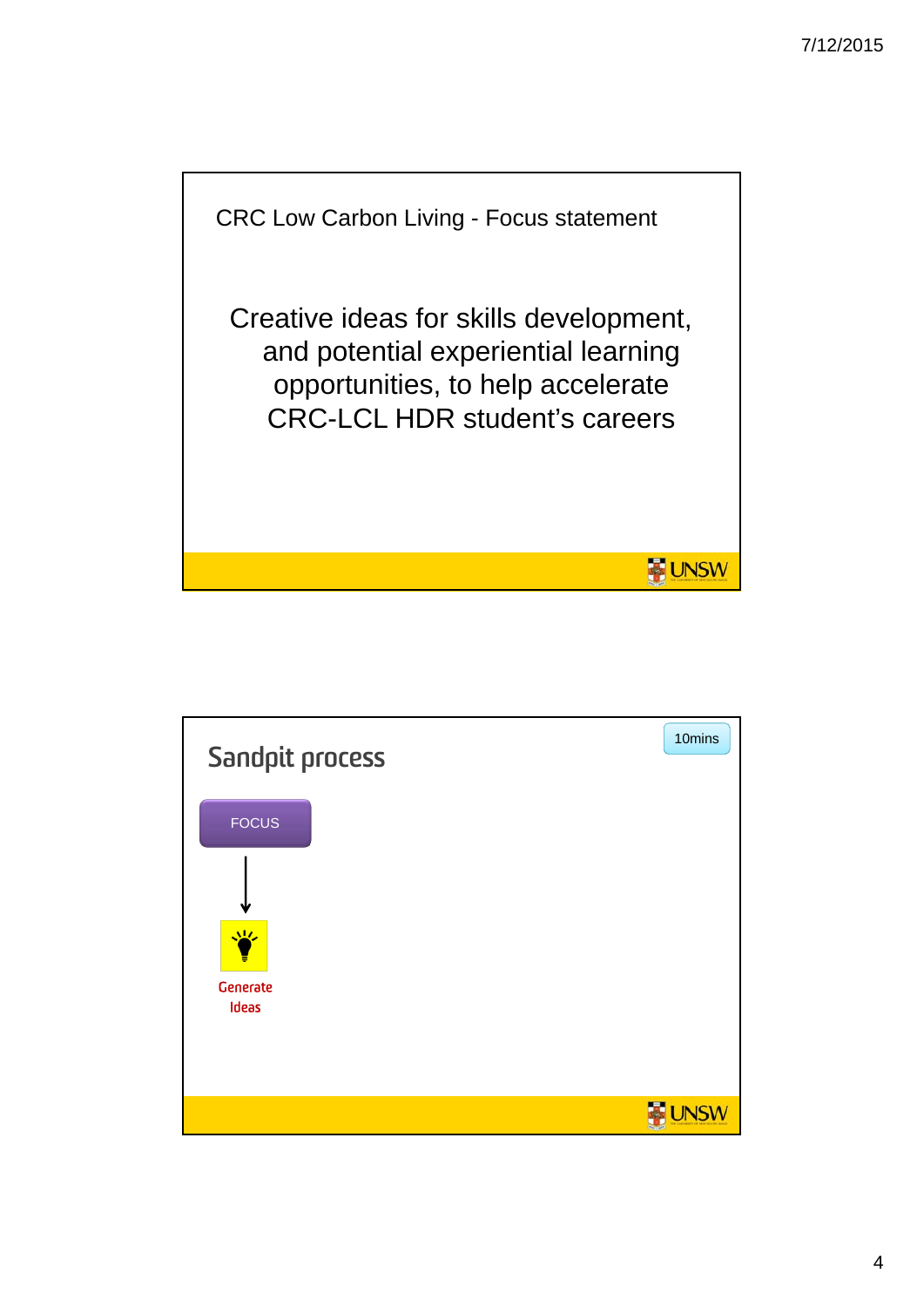## CRC Low Carbon Living - Focus statement

Creative ideas for skills development, and potential experiential learning opportunities, to help accelerate CRC-LCL HDR student's careers

## Sandpit process

10mins

FOCUS

↓

Generate Ideas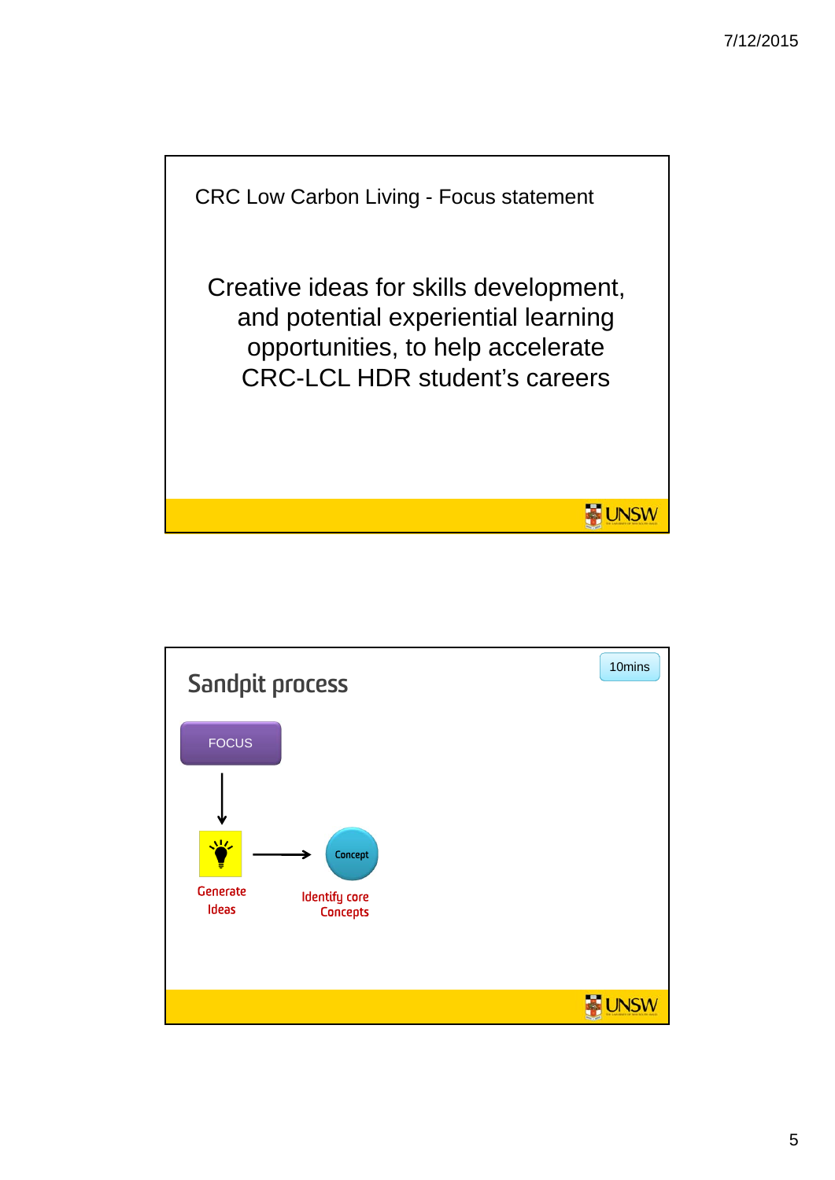## CRC Low Carbon Living - Focus statement

Creative ideas for skills development, and potential experiential learning opportunities, to help accelerate CRC-LCL HDR student's careers

---

## Sandpit process

10mins

FOCUS

Generate Ideas → Concept

Identify core Concepts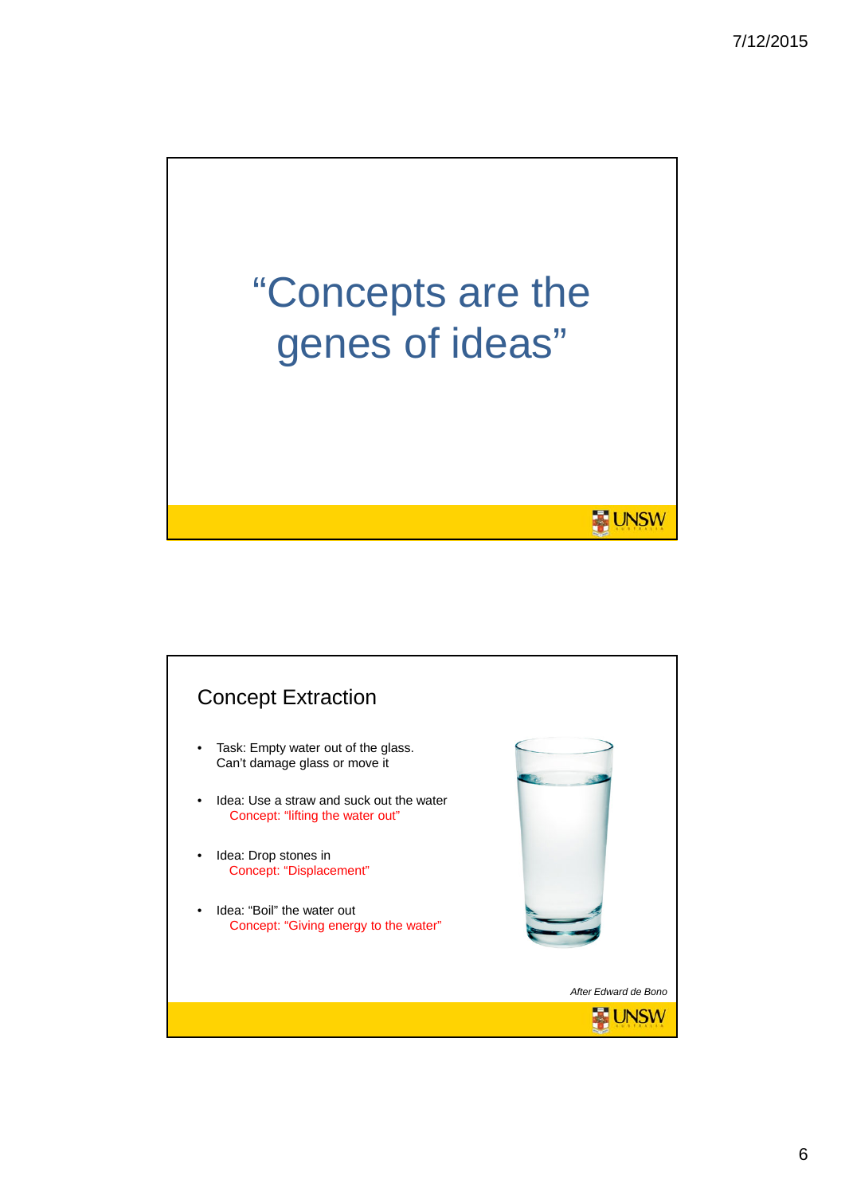# "Concepts are the genes of ideas"

## Concept Extraction

- Task: Empty water out of the glass. Can't damage glass or move it
- Idea: Use a straw and suck out the water
  Concept: "lifting the water out"
- Idea: Drop stones in
  Concept: "Displacement"
- Idea: "Boil" the water out
  Concept: "Giving energy to the water"

*After Edward de Bono*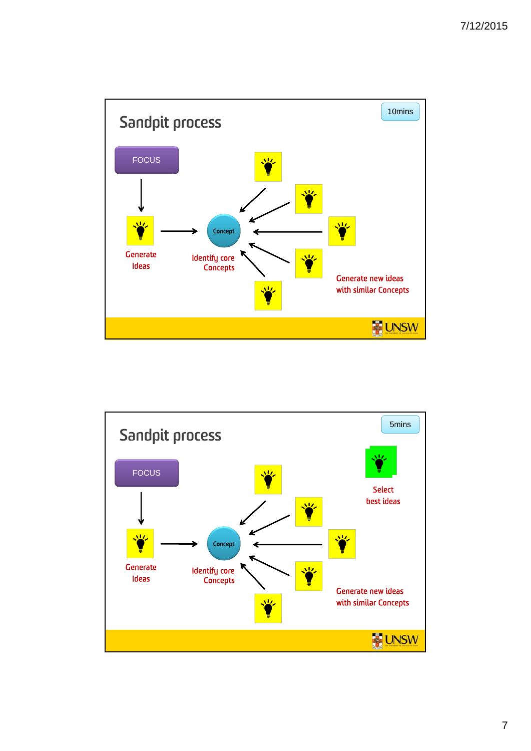## Sandpit process

10mins

FOCUS

Generate Ideas

Concept

Identify core Concepts

Generate new ideas with similar Concepts

## Sandpit process

5mins

FOCUS

Generate Ideas

Concept

Identify core Concepts

Select best ideas

Generate new ideas with similar Concepts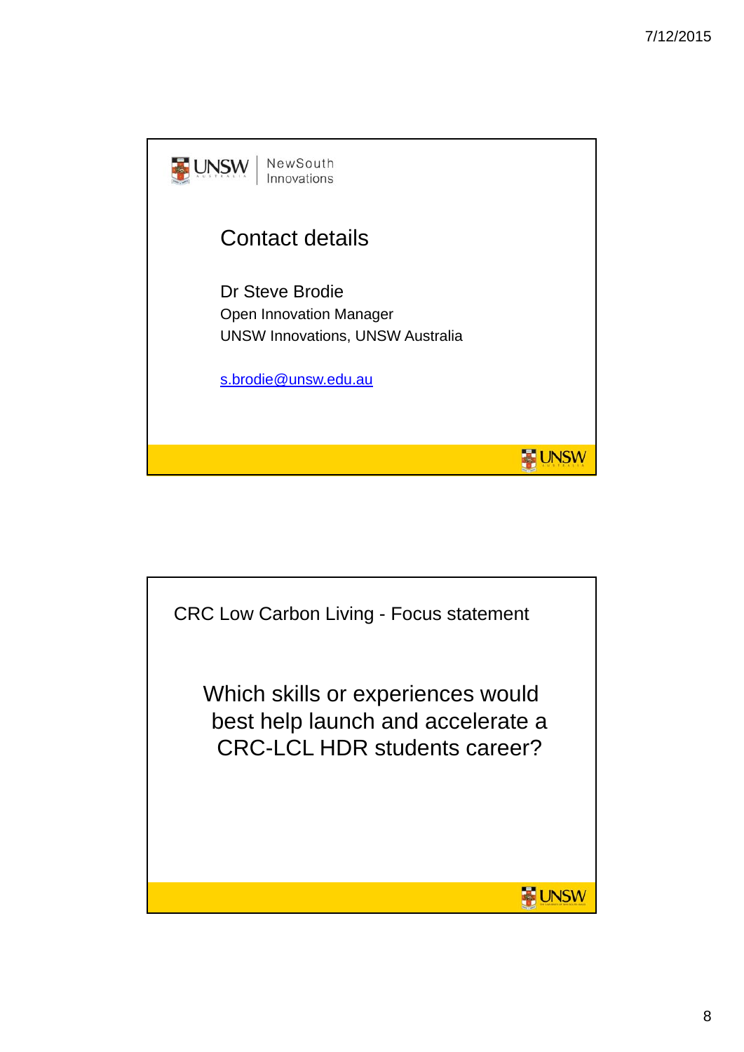NewSouth Innovations

## Contact details

Dr Steve Brodie
Open Innovation Manager
UNSW Innovations, UNSW Australia

s.brodie@unsw.edu.au

CRC Low Carbon Living - Focus statement

Which skills or experiences would best help launch and accelerate a CRC-LCL HDR students career?